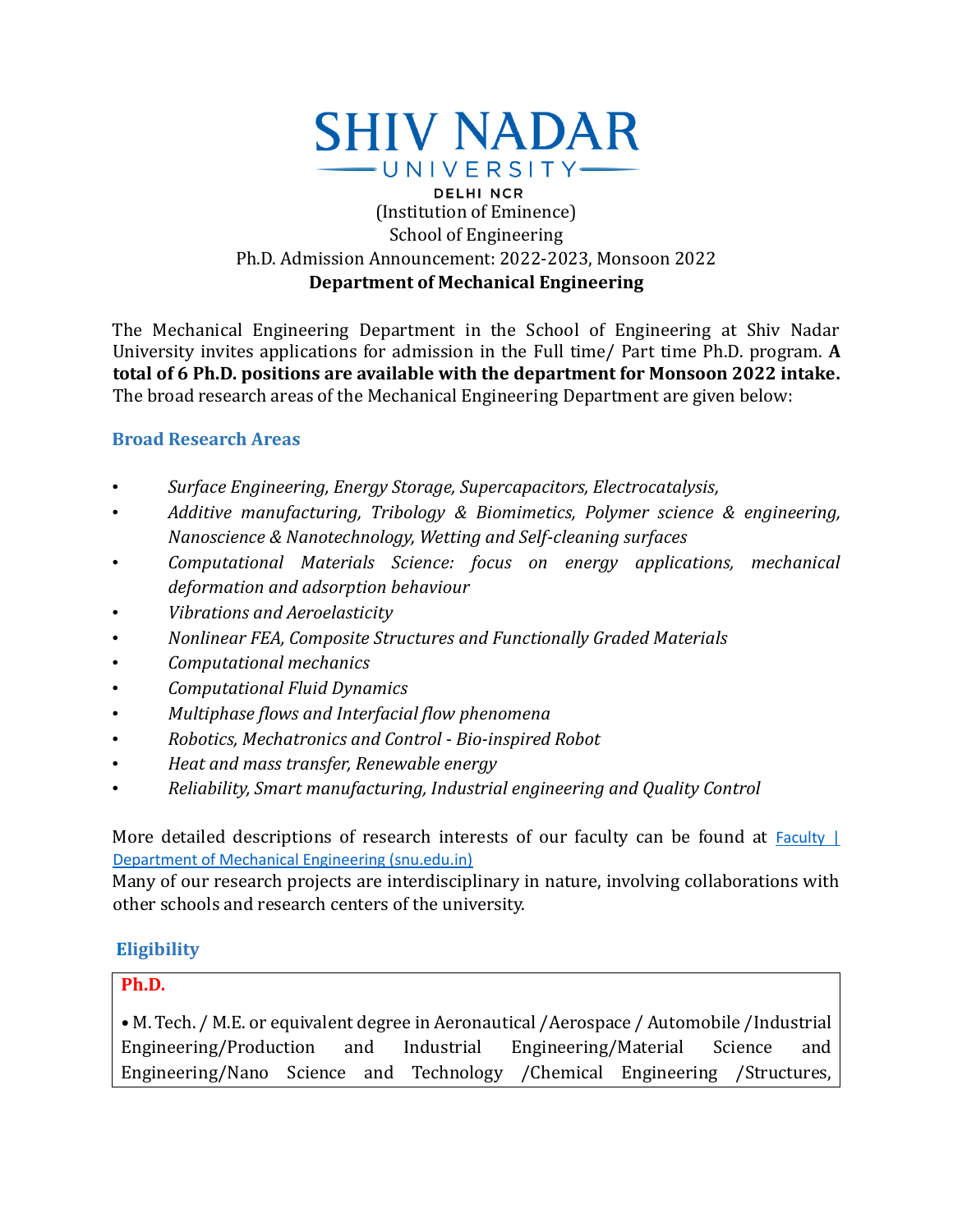# SHIV NADAR UNIVERSITY

DELHI NCR

(Institution of Eminence)

School of Engineering

Ph.D. Admission Announcement: 2022-2023, Monsoon 2022

**Department of Mechanical Engineering**

The Mechanical Engineering Department in the School of Engineering at Shiv Nadar University invites applications for admission in the Full time/ Part time Ph.D. program. **A total of 6 Ph.D. positions are available with the department for Monsoon 2022 intake.** The broad research areas of the Mechanical Engineering Department are given below:

## Broad Research Areas

- *Surface Engineering, Energy Storage, Supercapacitors, Electrocatalysis,*
- *Additive manufacturing, Tribology & Biomimetics, Polymer science & engineering, Nanoscience & Nanotechnology, Wetting and Self-cleaning surfaces*
- *Computational Materials Science: focus on energy applications, mechanical deformation and adsorption behaviour*
- *Vibrations and Aeroelasticity*
- *Nonlinear FEA, Composite Structures and Functionally Graded Materials*
- *Computational mechanics*
- *Computational Fluid Dynamics*
- *Multiphase flows and Interfacial flow phenomena*
- *Robotics, Mechatronics and Control - Bio-inspired Robot*
- *Heat and mass transfer, Renewable energy*
- *Reliability, Smart manufacturing, Industrial engineering and Quality Control*

More detailed descriptions of research interests of our faculty can be found at Faculty | Department of Mechanical Engineering (snu.edu.in)

Many of our research projects are interdisciplinary in nature, involving collaborations with other schools and research centers of the university.

## Eligibility

**Ph.D.**

• M. Tech. / M.E. or equivalent degree in Aeronautical /Aerospace / Automobile /Industrial Engineering/Production and Industrial Engineering/Material Science and Engineering/Nano Science and Technology /Chemical Engineering /Structures,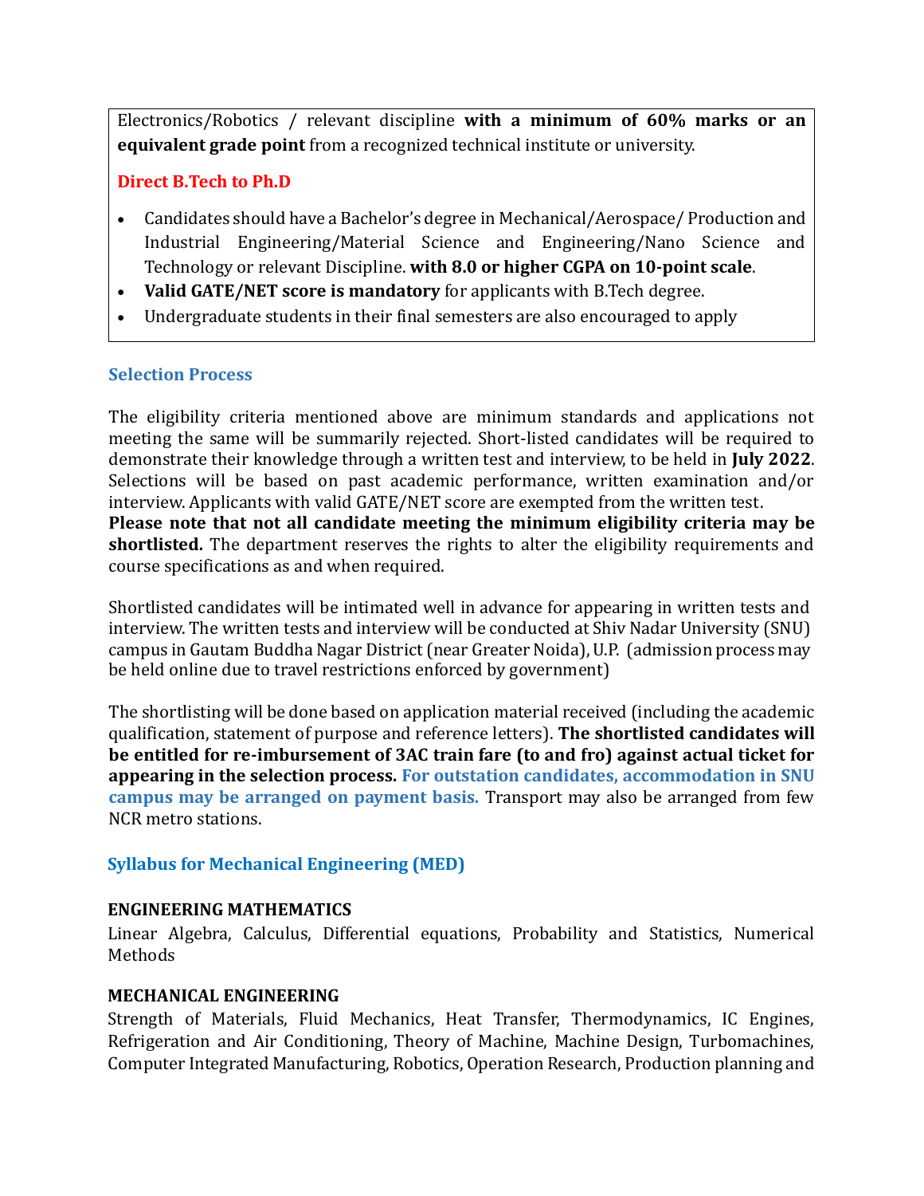Electronics/Robotics / relevant discipline **with a minimum of 60% marks or an equivalent grade point** from a recognized technical institute or university.

**Direct B.Tech to Ph.D**

- Candidates should have a Bachelor's degree in Mechanical/Aerospace/ Production and Industrial Engineering/Material Science and Engineering/Nano Science and Technology or relevant Discipline. **with 8.0 or higher CGPA on 10-point scale**.
- **Valid GATE/NET score is mandatory** for applicants with B.Tech degree.
- Undergraduate students in their final semesters are also encouraged to apply

### Selection Process

The eligibility criteria mentioned above are minimum standards and applications not meeting the same will be summarily rejected. Short-listed candidates will be required to demonstrate their knowledge through a written test and interview, to be held in **July 2022**. Selections will be based on past academic performance, written examination and/or interview. Applicants with valid GATE/NET score are exempted from the written test.
**Please note that not all candidate meeting the minimum eligibility criteria may be shortlisted.** The department reserves the rights to alter the eligibility requirements and course specifications as and when required.

Shortlisted candidates will be intimated well in advance for appearing in written tests and interview. The written tests and interview will be conducted at Shiv Nadar University (SNU) campus in Gautam Buddha Nagar District (near Greater Noida), U.P. (admission process may be held online due to travel restrictions enforced by government)

The shortlisting will be done based on application material received (including the academic qualification, statement of purpose and reference letters). **The shortlisted candidates will be entitled for re-imbursement of 3AC train fare (to and fro) against actual ticket for appearing in the selection process.** **For outstation candidates, accommodation in SNU campus may be arranged on payment basis.** Transport may also be arranged from few NCR metro stations.

### Syllabus for Mechanical Engineering (MED)

**ENGINEERING MATHEMATICS**

Linear Algebra, Calculus, Differential equations, Probability and Statistics, Numerical Methods

**MECHANICAL ENGINEERING**

Strength of Materials, Fluid Mechanics, Heat Transfer, Thermodynamics, IC Engines, Refrigeration and Air Conditioning, Theory of Machine, Machine Design, Turbomachines, Computer Integrated Manufacturing, Robotics, Operation Research, Production planning and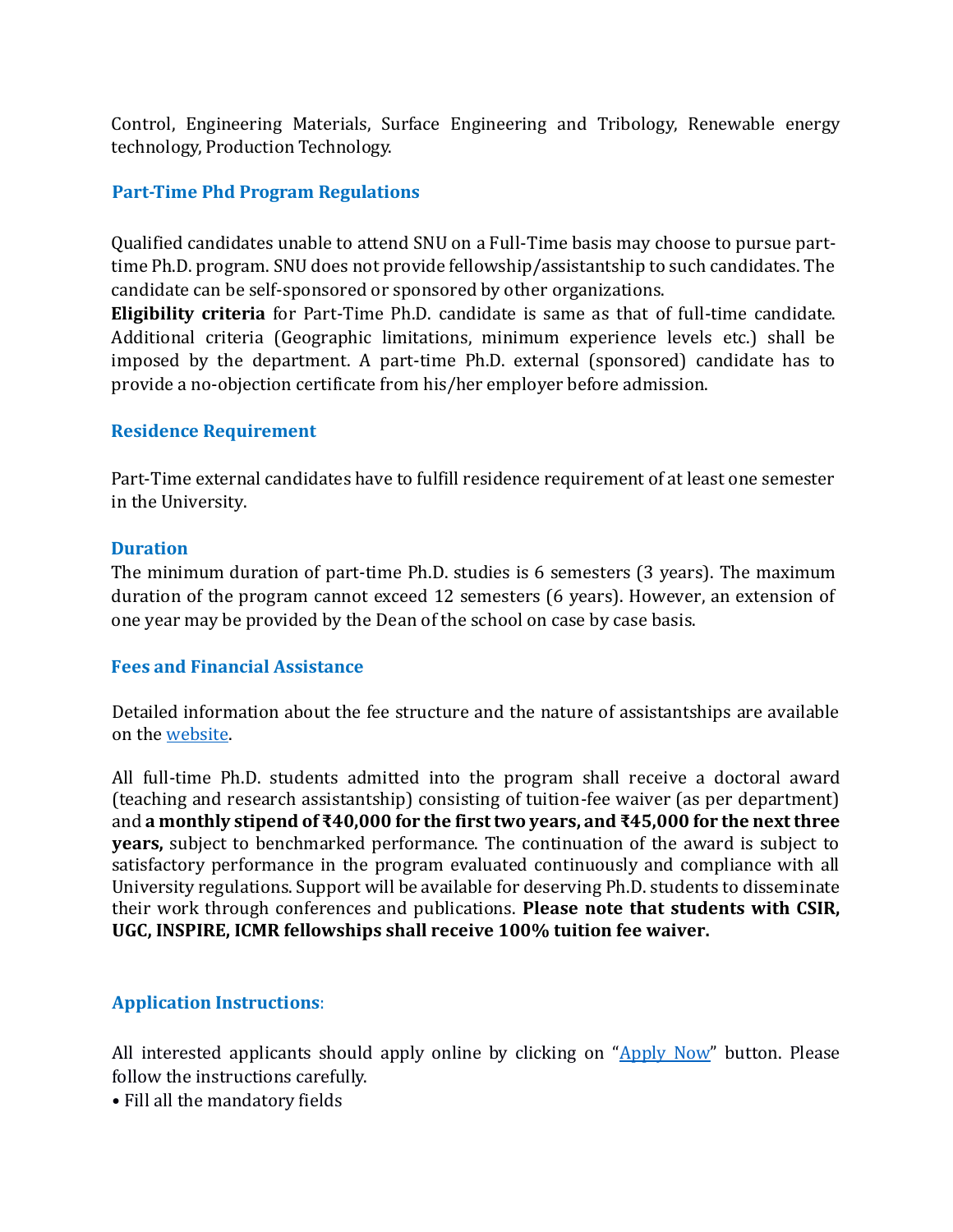Control, Engineering Materials, Surface Engineering and Tribology, Renewable energy technology, Production Technology.

### Part-Time Phd Program Regulations

Qualified candidates unable to attend SNU on a Full-Time basis may choose to pursue part-time Ph.D. program. SNU does not provide fellowship/assistantship to such candidates. The candidate can be self-sponsored or sponsored by other organizations.
**Eligibility criteria** for Part-Time Ph.D. candidate is same as that of full-time candidate. Additional criteria (Geographic limitations, minimum experience levels etc.) shall be imposed by the department. A part-time Ph.D. external (sponsored) candidate has to provide a no-objection certificate from his/her employer before admission.

### Residence Requirement

Part-Time external candidates have to fulfill residence requirement of at least one semester in the University.

### Duration

The minimum duration of part-time Ph.D. studies is 6 semesters (3 years). The maximum duration of the program cannot exceed 12 semesters (6 years). However, an extension of one year may be provided by the Dean of the school on case by case basis.

### Fees and Financial Assistance

Detailed information about the fee structure and the nature of assistantships are available on the website.

All full-time Ph.D. students admitted into the program shall receive a doctoral award (teaching and research assistantship) consisting of tuition-fee waiver (as per department) and **a monthly stipend of ₹40,000 for the first two years, and ₹45,000 for the next three years,** subject to benchmarked performance. The continuation of the award is subject to satisfactory performance in the program evaluated continuously and compliance with all University regulations. Support will be available for deserving Ph.D. students to disseminate their work through conferences and publications. **Please note that students with CSIR, UGC, INSPIRE, ICMR fellowships shall receive 100% tuition fee waiver.**

### Application Instructions:

All interested applicants should apply online by clicking on "Apply Now" button. Please follow the instructions carefully.

- Fill all the mandatory fields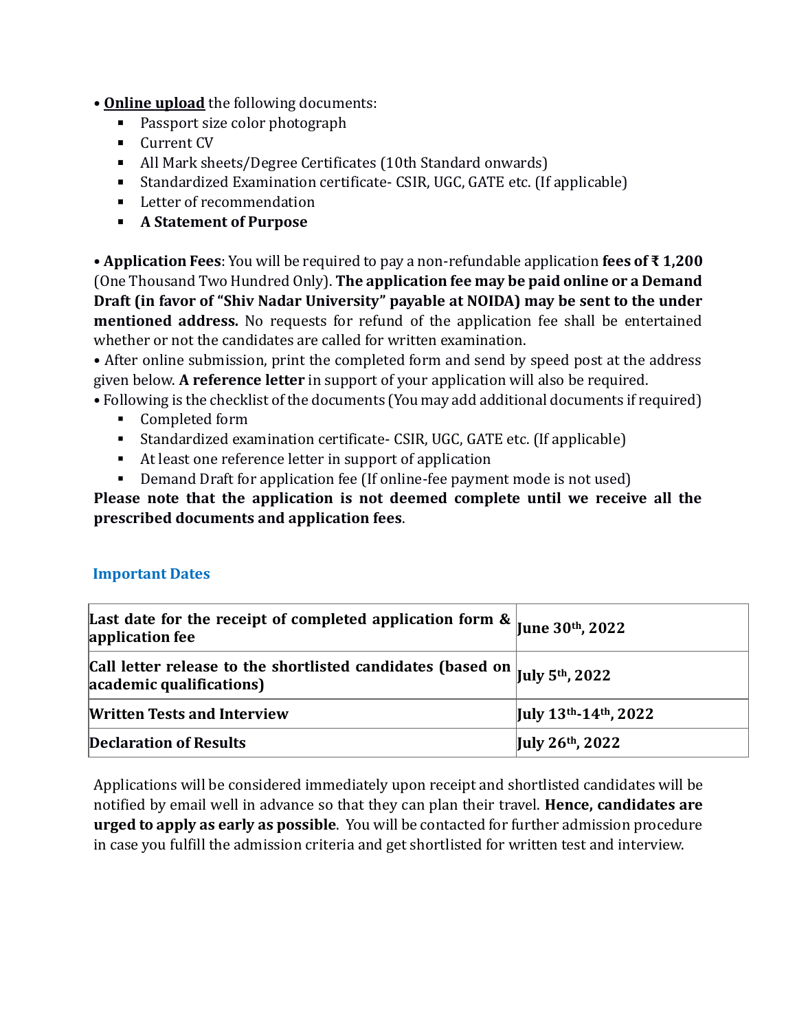• **<u>Online upload</u>** the following documents:

- Passport size color photograph
- Current CV
- All Mark sheets/Degree Certificates (10th Standard onwards)
- Standardized Examination certificate- CSIR, UGC, GATE etc. (If applicable)
- Letter of recommendation
- **A Statement of Purpose**

• **Application Fees**: You will be required to pay a non-refundable application **fees of ₹ 1,200** (One Thousand Two Hundred Only). **The application fee may be paid online or a Demand Draft (in favor of "Shiv Nadar University" payable at NOIDA) may be sent to the under mentioned address.** No requests for refund of the application fee shall be entertained whether or not the candidates are called for written examination.

• After online submission, print the completed form and send by speed post at the address given below. **A reference letter** in support of your application will also be required.

• Following is the checklist of the documents (You may add additional documents if required)

- Completed form
- Standardized examination certificate- CSIR, UGC, GATE etc. (If applicable)
- At least one reference letter in support of application
- Demand Draft for application fee (If online-fee payment mode is not used)

**Please note that the application is not deemed complete until we receive all the prescribed documents and application fees**.

## Important Dates

| | |
|---|---|
| **Last date for the receipt of completed application form & application fee** | **June 30th, 2022** |
| **Call letter release to the shortlisted candidates (based on academic qualifications)** | **July 5th, 2022** |
| **Written Tests and Interview** | **July 13th-14th, 2022** |
| **Declaration of Results** | **July 26th, 2022** |

Applications will be considered immediately upon receipt and shortlisted candidates will be notified by email well in advance so that they can plan their travel. **Hence, candidates are urged to apply as early as possible**. You will be contacted for further admission procedure in case you fulfill the admission criteria and get shortlisted for written test and interview.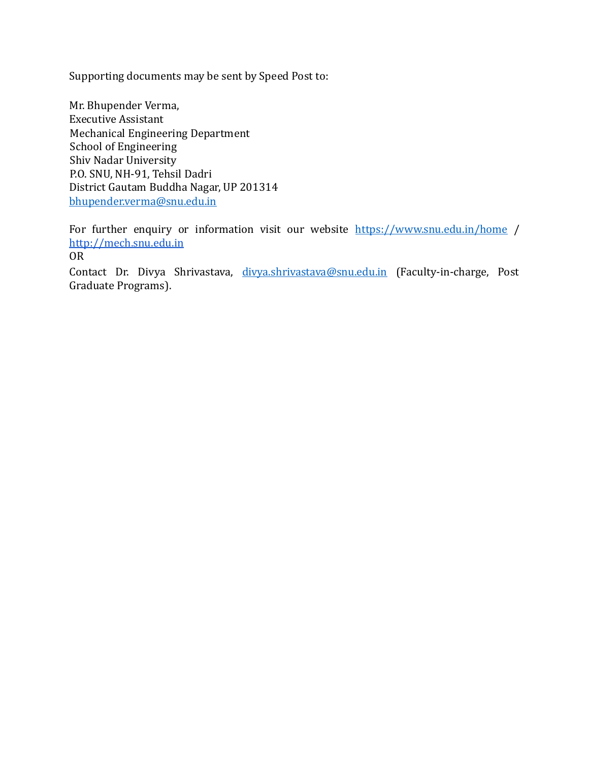Supporting documents may be sent by Speed Post to:

Mr. Bhupender Verma,  
Executive Assistant  
Mechanical Engineering Department  
School of Engineering  
Shiv Nadar University  
P.O. SNU, NH-91, Tehsil Dadri  
District Gautam Buddha Nagar, UP 201314  
bhupender.verma@snu.edu.in

For further enquiry or information visit our website https://www.snu.edu.in/home / http://mech.snu.edu.in  
OR  
Contact Dr. Divya Shrivastava, divya.shrivastava@snu.edu.in (Faculty-in-charge, Post Graduate Programs).